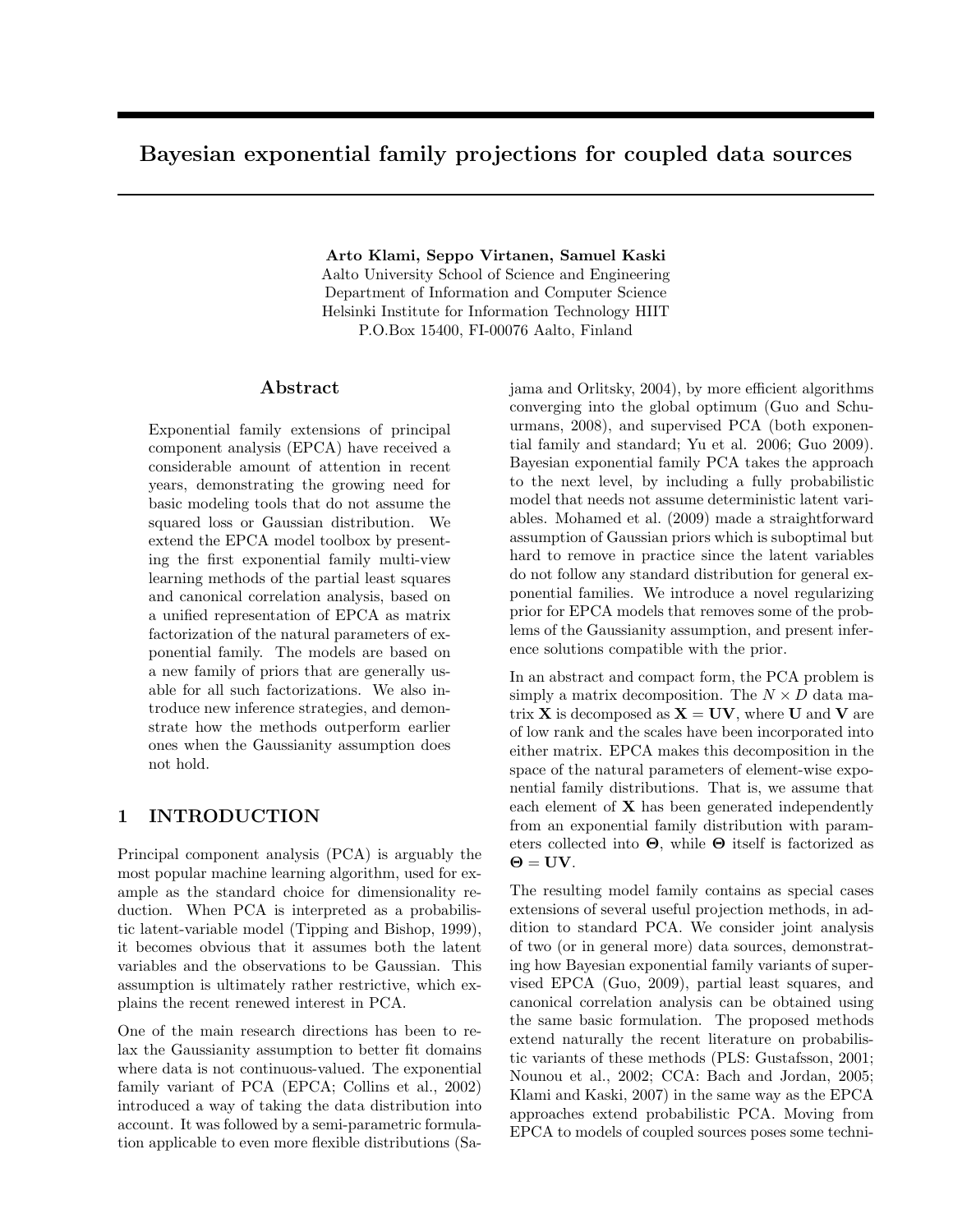# Bayesian exponential family projections for coupled data sources

**Arto Klami, Seppo Virtanen, Samuel Kaski**
Aalto University School of Science and Engineering
Department of Information and Computer Science
Helsinki Institute for Information Technology HIIT
P.O.Box 15400, FI-00076 Aalto, Finland

## Abstract

Exponential family extensions of principal component analysis (EPCA) have received a considerable amount of attention in recent years, demonstrating the growing need for basic modeling tools that do not assume the squared loss or Gaussian distribution. We extend the EPCA model toolbox by presenting the first exponential family multi-view learning methods of the partial least squares and canonical correlation analysis, based on a unified representation of EPCA as matrix factorization of the natural parameters of exponential family. The models are based on a new family of priors that are generally usable for all such factorizations. We also introduce new inference strategies, and demonstrate how the methods outperform earlier ones when the Gaussianity assumption does not hold.

## 1 INTRODUCTION

Principal component analysis (PCA) is arguably the most popular machine learning algorithm, used for example as the standard choice for dimensionality reduction. When PCA is interpreted as a probabilistic latent-variable model (Tipping and Bishop, 1999), it becomes obvious that it assumes both the latent variables and the observations to be Gaussian. This assumption is ultimately rather restrictive, which explains the recent renewed interest in PCA.

One of the main research directions has been to relax the Gaussianity assumption to better fit domains where data is not continuous-valued. The exponential family variant of PCA (EPCA; Collins et al., 2002) introduced a way of taking the data distribution into account. It was followed by a semi-parametric formulation applicable to even more flexible distributions (Sajama and Orlitsky, 2004), by more efficient algorithms converging into the global optimum (Guo and Schuurmans, 2008), and supervised PCA (both exponential family and standard; Yu et al. 2006; Guo 2009). Bayesian exponential family PCA takes the approach to the next level, by including a fully probabilistic model that needs not assume deterministic latent variables. Mohamed et al. (2009) made a straightforward assumption of Gaussian priors which is suboptimal but hard to remove in practice since the latent variables do not follow any standard distribution for general exponential families. We introduce a novel regularizing prior for EPCA models that removes some of the problems of the Gaussianity assumption, and present inference solutions compatible with the prior.

In an abstract and compact form, the PCA problem is simply a matrix decomposition. The $N \times D$ data matrix $\mathbf{X}$ is decomposed as $\mathbf{X} = \mathbf{UV}$, where $\mathbf{U}$ and $\mathbf{V}$ are of low rank and the scales have been incorporated into either matrix. EPCA makes this decomposition in the space of the natural parameters of element-wise exponential family distributions. That is, we assume that each element of $\mathbf{X}$ has been generated independently from an exponential family distribution with parameters collected into $\mathbf{\Theta}$, while $\mathbf{\Theta}$ itself is factorized as $\mathbf{\Theta} = \mathbf{UV}$.

The resulting model family contains as special cases extensions of several useful projection methods, in addition to standard PCA. We consider joint analysis of two (or in general more) data sources, demonstrating how Bayesian exponential family variants of supervised EPCA (Guo, 2009), partial least squares, and canonical correlation analysis can be obtained using the same basic formulation. The proposed methods extend naturally the recent literature on probabilistic variants of these methods (PLS: Gustafsson, 2001; Nounou et al., 2002; CCA: Bach and Jordan, 2005; Klami and Kaski, 2007) in the same way as the EPCA approaches extend probabilistic PCA. Moving from EPCA to models of coupled sources poses some techni-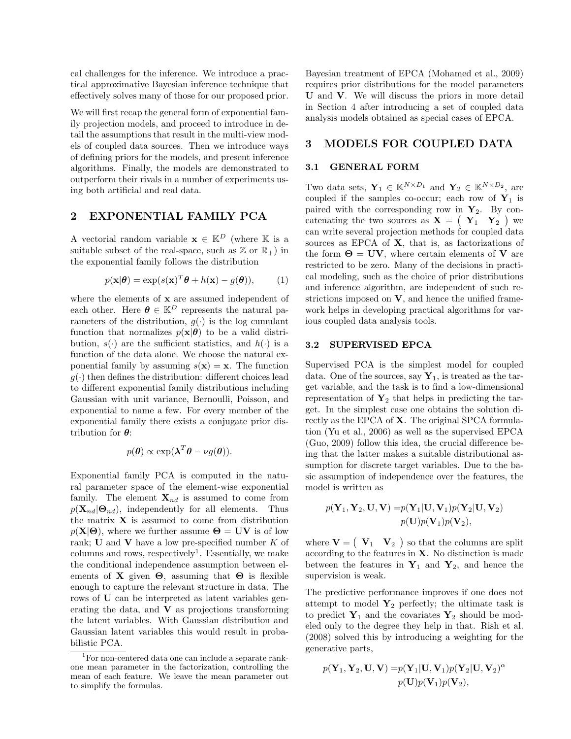cal challenges for the inference. We introduce a practical approximative Bayesian inference technique that effectively solves many of those for our proposed prior.

We will first recap the general form of exponential family projection models, and proceed to introduce in detail the assumptions that result in the multi-view models of coupled data sources. Then we introduce ways of defining priors for the models, and present inference algorithms. Finally, the models are demonstrated to outperform their rivals in a number of experiments using both artificial and real data.

## 2 EXPONENTIAL FAMILY PCA

A vectorial random variable $\mathbf{x} \in \mathbb{K}^D$ (where $\mathbb{K}$ is a suitable subset of the real-space, such as $\mathbb{Z}$ or $\mathbb{R}_+$) in the exponential family follows the distribution

$$p(\mathbf{x}|\boldsymbol{\theta}) = \exp(s(\mathbf{x})^T\boldsymbol{\theta} + h(\mathbf{x}) - g(\boldsymbol{\theta})), \qquad (1)$$

where the elements of $\mathbf{x}$ are assumed independent of each other. Here $\boldsymbol{\theta} \in \mathbb{K}^D$ represents the natural parameters of the distribution, $g(\cdot)$ is the log cumulant function that normalizes $p(\mathbf{x}|\boldsymbol{\theta})$ to be a valid distribution, $s(\cdot)$ are the sufficient statistics, and $h(\cdot)$ is a function of the data alone. We choose the natural exponential family by assuming $s(\mathbf{x}) = \mathbf{x}$. The function $g(\cdot)$ then defines the distribution: different choices lead to different exponential family distributions including Gaussian with unit variance, Bernoulli, Poisson, and exponential to name a few. For every member of the exponential family there exists a conjugate prior distribution for $\boldsymbol{\theta}$:

$$p(\boldsymbol{\theta}) \propto \exp(\boldsymbol{\lambda}^T\boldsymbol{\theta} - \nu g(\boldsymbol{\theta})).$$

Exponential family PCA is computed in the natural parameter space of the element-wise exponential family. The element $\mathbf{X}_{nd}$ is assumed to come from $p(\mathbf{X}_{nd}|\boldsymbol{\Theta}_{nd})$, independently for all elements. Thus the matrix $\mathbf{X}$ is assumed to come from distribution $p(\mathbf{X}|\boldsymbol{\Theta})$, where we further assume $\boldsymbol{\Theta} = \mathbf{UV}$ is of low rank; $\mathbf{U}$ and $\mathbf{V}$ have a low pre-specified number $K$ of columns and rows, respectively[1]. Essentially, we make the conditional independence assumption between elements of $\mathbf{X}$ given $\boldsymbol{\Theta}$, assuming that $\boldsymbol{\Theta}$ is flexible enough to capture the relevant structure in data. The rows of $\mathbf{U}$ can be interpreted as latent variables generating the data, and $\mathbf{V}$ as projections transforming the latent variables. With Gaussian distribution and Gaussian latent variables this would result in probabilistic PCA.

[1] For non-centered data one can include a separate rank-one mean parameter in the factorization, controlling the mean of each feature. We leave the mean parameter out to simplify the formulas.

Bayesian treatment of EPCA (Mohamed et al., 2009) requires prior distributions for the model parameters $\mathbf{U}$ and $\mathbf{V}$. We will discuss the priors in more detail in Section 4 after introducing a set of coupled data analysis models obtained as special cases of EPCA.

## 3 MODELS FOR COUPLED DATA

### 3.1 GENERAL FORM

Two data sets, $\mathbf{Y}_1 \in \mathbb{K}^{N\times D_1}$ and $\mathbf{Y}_2 \in \mathbb{K}^{N\times D_2}$, are coupled if the samples co-occur; each row of $\mathbf{Y}_1$ is paired with the corresponding row in $\mathbf{Y}_2$. By concatenating the two sources as $\mathbf{X} = \begin{pmatrix} \mathbf{Y}_1 & \mathbf{Y}_2 \end{pmatrix}$ we can write several projection methods for coupled data sources as EPCA of $\mathbf{X}$, that is, as factorizations of the form $\boldsymbol{\Theta} = \mathbf{UV}$, where certain elements of $\mathbf{V}$ are restricted to be zero. Many of the decisions in practical modeling, such as the choice of prior distributions and inference algorithm, are independent of such restrictions imposed on $\mathbf{V}$, and hence the unified framework helps in developing practical algorithms for various coupled data analysis tools.

### 3.2 SUPERVISED EPCA

Supervised PCA is the simplest model for coupled data. One of the sources, say $\mathbf{Y}_1$, is treated as the target variable, and the task is to find a low-dimensional representation of $\mathbf{Y}_2$ that helps in predicting the target. In the simplest case one obtains the solution directly as the EPCA of $\mathbf{X}$. The original SPCA formulation (Yu et al., 2006) as well as the supervised EPCA (Guo, 2009) follow this idea, the crucial difference being that the latter makes a suitable distributional assumption for discrete target variables. Due to the basic assumption of independence over the features, the model is written as

$$\begin{aligned} p(\mathbf{Y}_1, \mathbf{Y}_2, \mathbf{U}, \mathbf{V}) =& p(\mathbf{Y}_1|\mathbf{U}, \mathbf{V}_1)p(\mathbf{Y}_2|\mathbf{U}, \mathbf{V}_2) \\ & p(\mathbf{U})p(\mathbf{V}_1)p(\mathbf{V}_2), \end{aligned}$$

where $\mathbf{V} = \begin{pmatrix} \mathbf{V}_1 & \mathbf{V}_2 \end{pmatrix}$ so that the columns are split according to the features in $\mathbf{X}$. No distinction is made between the features in $\mathbf{Y}_1$ and $\mathbf{Y}_2$, and hence the supervision is weak.

The predictive performance improves if one does not attempt to model $\mathbf{Y}_2$ perfectly; the ultimate task is to predict $\mathbf{Y}_1$ and the covariates $\mathbf{Y}_2$ should be modeled only to the degree they help in that. Rish et al. (2008) solved this by introducing a weighting for the generative parts,

$$\begin{aligned} p(\mathbf{Y}_1, \mathbf{Y}_2, \mathbf{U}, \mathbf{V}) =& p(\mathbf{Y}_1|\mathbf{U}, \mathbf{V}_1)p(\mathbf{Y}_2|\mathbf{U}, \mathbf{V}_2)^{\alpha} \\ & p(\mathbf{U})p(\mathbf{V}_1)p(\mathbf{V}_2), \end{aligned}$$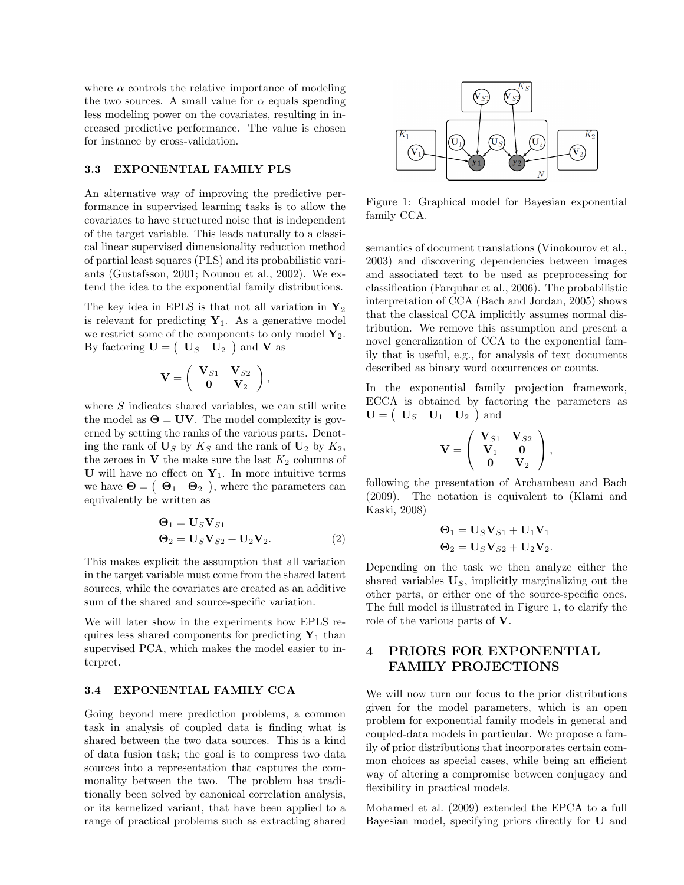where $\alpha$ controls the relative importance of modeling the two sources. A small value for $\alpha$ equals spending less modeling power on the covariates, resulting in increased predictive performance. The value is chosen for instance by cross-validation.

### 3.3 EXPONENTIAL FAMILY PLS

An alternative way of improving the predictive performance in supervised learning tasks is to allow the covariates to have structured noise that is independent of the target variable. This leads naturally to a classical linear supervised dimensionality reduction method of partial least squares (PLS) and its probabilistic variants (Gustafsson, 2001; Nounou et al., 2002). We extend the idea to the exponential family distributions.

The key idea in EPLS is that not all variation in $\mathbf{Y}_2$ is relevant for predicting $\mathbf{Y}_1$. As a generative model we restrict some of the components to only model $\mathbf{Y}_2$. By factoring $\mathbf{U} = \begin{pmatrix} \mathbf{U}_S & \mathbf{U}_2 \end{pmatrix}$ and $\mathbf{V}$ as

$$\mathbf{V} = \begin{pmatrix} \mathbf{V}_{S1} & \mathbf{V}_{S2} \\ \mathbf{0} & \mathbf{V}_2 \end{pmatrix},$$

where $S$ indicates shared variables, we can still write the model as $\mathbf{\Theta} = \mathbf{UV}$. The model complexity is governed by setting the ranks of the various parts. Denoting the rank of $\mathbf{U}_S$ by $K_S$ and the rank of $\mathbf{U}_2$ by $K_2$, the zeroes in $\mathbf{V}$ the make sure the last $K_2$ columns of $\mathbf{U}$ will have no effect on $\mathbf{Y}_1$. In more intuitive terms we have $\mathbf{\Theta} = \begin{pmatrix} \mathbf{\Theta}_1 & \mathbf{\Theta}_2 \end{pmatrix}$, where the parameters can equivalently be written as

$$\begin{aligned} \mathbf{\Theta}_1 &= \mathbf{U}_S \mathbf{V}_{S1} \\ \mathbf{\Theta}_2 &= \mathbf{U}_S \mathbf{V}_{S2} + \mathbf{U}_2 \mathbf{V}_2. \end{aligned} \quad (2)$$

This makes explicit the assumption that all variation in the target variable must come from the shared latent sources, while the covariates are created as an additive sum of the shared and source-specific variation.

We will later show in the experiments how EPLS requires less shared components for predicting $\mathbf{Y}_1$ than supervised PCA, which makes the model easier to interpret.

### 3.4 EXPONENTIAL FAMILY CCA

Going beyond mere prediction problems, a common task in analysis of coupled data is finding what is shared between the two data sources. This is a kind of data fusion task; the goal is to compress two data sources into a representation that captures the commonality between the two. The problem has traditionally been solved by canonical correlation analysis, or its kernelized variant, that have been applied to a range of practical problems such as extracting shared semantics of document translations (Vinokourov et al., 2003) and discovering dependencies between images and associated text to be used as preprocessing for classification (Farquhar et al., 2006). The probabilistic interpretation of CCA (Bach and Jordan, 2005) shows that the classical CCA implicitly assumes normal distribution. We remove this assumption and present a novel generalization of CCA to the exponential family that is useful, e.g., for analysis of text documents described as binary word occurrences or counts.

Figure 1: Graphical model for Bayesian exponential family CCA.

In the exponential family projection framework, ECCA is obtained by factoring the parameters as $\mathbf{U} = \begin{pmatrix} \mathbf{U}_S & \mathbf{U}_1 & \mathbf{U}_2 \end{pmatrix}$ and

$$\mathbf{V} = \begin{pmatrix} \mathbf{V}_{S1} & \mathbf{V}_{S2} \\ \mathbf{V}_1 & \mathbf{0} \\ \mathbf{0} & \mathbf{V}_2 \end{pmatrix},$$

following the presentation of Archambeau and Bach (2009). The notation is equivalent to (Klami and Kaski, 2008)

$$\begin{aligned} \mathbf{\Theta}_1 &= \mathbf{U}_S \mathbf{V}_{S1} + \mathbf{U}_1 \mathbf{V}_1 \\ \mathbf{\Theta}_2 &= \mathbf{U}_S \mathbf{V}_{S2} + \mathbf{U}_2 \mathbf{V}_2. \end{aligned}$$

Depending on the task we then analyze either the shared variables $\mathbf{U}_S$, implicitly marginalizing out the other parts, or either one of the source-specific ones. The full model is illustrated in Figure 1, to clarify the role of the various parts of $\mathbf{V}$.

## 4 PRIORS FOR EXPONENTIAL FAMILY PROJECTIONS

We will now turn our focus to the prior distributions given for the model parameters, which is an open problem for exponential family models in general and coupled-data models in particular. We propose a family of prior distributions that incorporates certain common choices as special cases, while being an efficient way of altering a compromise between conjugacy and flexibility in practical models.

Mohamed et al. (2009) extended the EPCA to a full Bayesian model, specifying priors directly for $\mathbf{U}$ and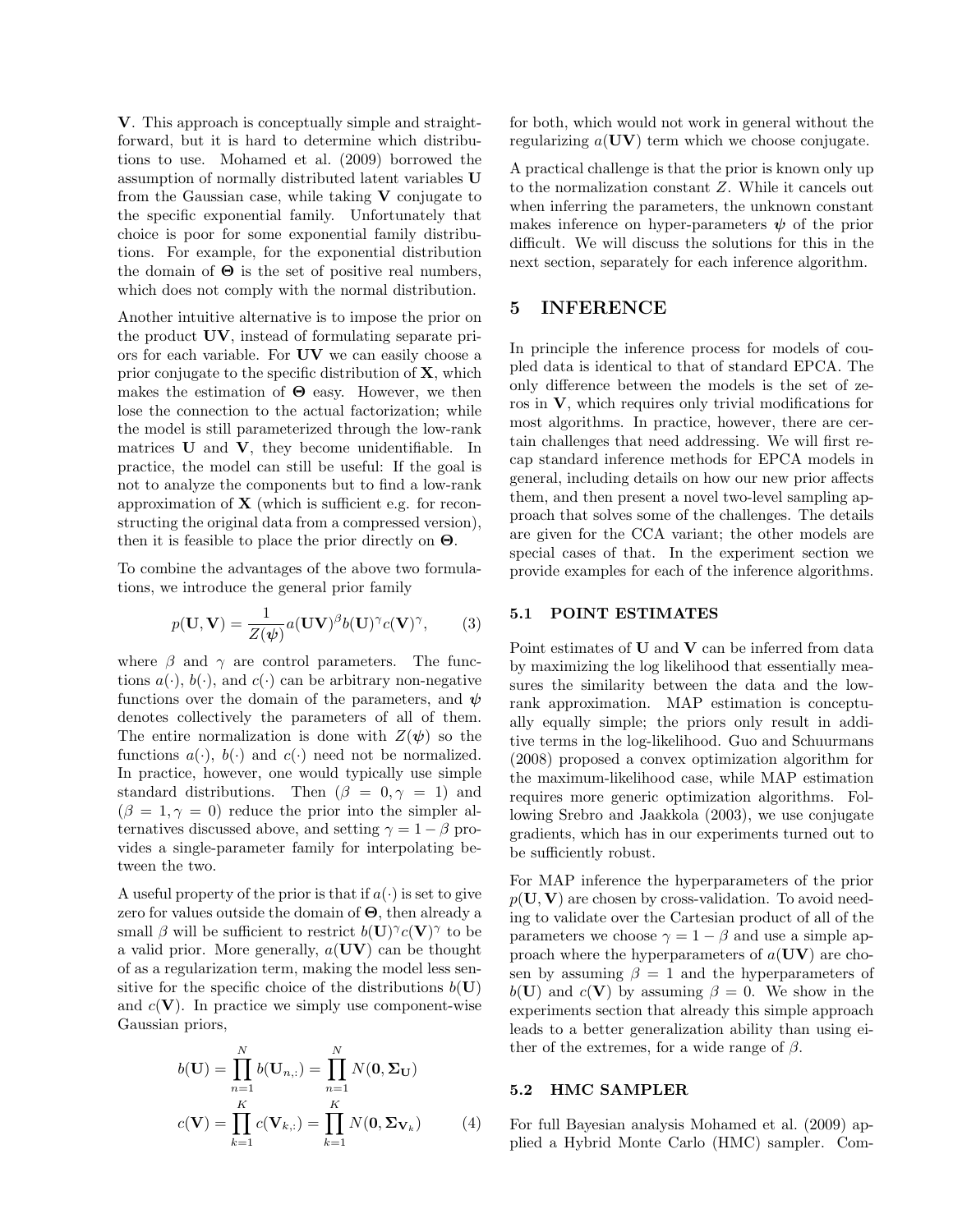$\mathbf{V}$. This approach is conceptually simple and straightforward, but it is hard to determine which distributions to use. Mohamed et al. (2009) borrowed the assumption of normally distributed latent variables $\mathbf{U}$ from the Gaussian case, while taking $\mathbf{V}$ conjugate to the specific exponential family. Unfortunately that choice is poor for some exponential family distributions. For example, for the exponential distribution the domain of $\mathbf{\Theta}$ is the set of positive real numbers, which does not comply with the normal distribution.

Another intuitive alternative is to impose the prior on the product $\mathbf{UV}$, instead of formulating separate priors for each variable. For $\mathbf{UV}$ we can easily choose a prior conjugate to the specific distribution of $\mathbf{X}$, which makes the estimation of $\mathbf{\Theta}$ easy. However, we then lose the connection to the actual factorization; while the model is still parameterized through the low-rank matrices $\mathbf{U}$ and $\mathbf{V}$, they become unidentifiable. In practice, the model can still be useful: If the goal is not to analyze the components but to find a low-rank approximation of $\mathbf{X}$ (which is sufficient e.g. for reconstructing the original data from a compressed version), then it is feasible to place the prior directly on $\mathbf{\Theta}$.

To combine the advantages of the above two formulations, we introduce the general prior family

$$p(\mathbf{U}, \mathbf{V}) = \frac{1}{Z(\boldsymbol{\psi})} a(\mathbf{UV})^{\beta} b(\mathbf{U})^{\gamma} c(\mathbf{V})^{\gamma}, \tag{3}$$

where $\beta$ and $\gamma$ are control parameters. The functions $a(\cdot)$, $b(\cdot)$, and $c(\cdot)$ can be arbitrary non-negative functions over the domain of the parameters, and $\boldsymbol{\psi}$ denotes collectively the parameters of all of them. The entire normalization is done with $Z(\boldsymbol{\psi})$ so the functions $a(\cdot)$, $b(\cdot)$ and $c(\cdot)$ need not be normalized. In practice, however, one would typically use simple standard distributions. Then $(\beta = 0, \gamma = 1)$ and $(\beta = 1, \gamma = 0)$ reduce the prior into the simpler alternatives discussed above, and setting $\gamma = 1 - \beta$ provides a single-parameter family for interpolating between the two.

A useful property of the prior is that if $a(\cdot)$ is set to give zero for values outside the domain of $\mathbf{\Theta}$, then already a small $\beta$ will be sufficient to restrict $b(\mathbf{U})^{\gamma} c(\mathbf{V})^{\gamma}$ to be a valid prior. More generally, $a(\mathbf{UV})$ can be thought of as a regularization term, making the model less sensitive for the specific choice of the distributions $b(\mathbf{U})$ and $c(\mathbf{V})$. In practice we simply use component-wise Gaussian priors,

$$b(\mathbf{U}) = \prod_{n=1}^{N} b(\mathbf{U}_{n,:}) = \prod_{n=1}^{N} N(\mathbf{0}, \mathbf{\Sigma}_{\mathbf{U}})$$

$$c(\mathbf{V}) = \prod_{k=1}^{K} c(\mathbf{V}_{k,:}) = \prod_{k=1}^{K} N(\mathbf{0}, \mathbf{\Sigma}_{\mathbf{V}_k}) \tag{4}$$

for both, which would not work in general without the regularizing $a(\mathbf{UV})$ term which we choose conjugate.

A practical challenge is that the prior is known only up to the normalization constant $Z$. While it cancels out when inferring the parameters, the unknown constant makes inference on hyper-parameters $\boldsymbol{\psi}$ of the prior difficult. We will discuss the solutions for this in the next section, separately for each inference algorithm.

## 5 INFERENCE

In principle the inference process for models of coupled data is identical to that of standard EPCA. The only difference between the models is the set of zeros in $\mathbf{V}$, which requires only trivial modifications for most algorithms. In practice, however, there are certain challenges that need addressing. We will first recap standard inference methods for EPCA models in general, including details on how our new prior affects them, and then present a novel two-level sampling approach that solves some of the challenges. The details are given for the CCA variant; the other models are special cases of that. In the experiment section we provide examples for each of the inference algorithms.

### 5.1 POINT ESTIMATES

Point estimates of $\mathbf{U}$ and $\mathbf{V}$ can be inferred from data by maximizing the log likelihood that essentially measures the similarity between the data and the low-rank approximation. MAP estimation is conceptually equally simple; the priors only result in additive terms in the log-likelihood. Guo and Schuurmans (2008) proposed a convex optimization algorithm for the maximum-likelihood case, while MAP estimation requires more generic optimization algorithms. Following Srebro and Jaakkola (2003), we use conjugate gradients, which has in our experiments turned out to be sufficiently robust.

For MAP inference the hyperparameters of the prior $p(\mathbf{U}, \mathbf{V})$ are chosen by cross-validation. To avoid needing to validate over the Cartesian product of all of the parameters we choose $\gamma = 1 - \beta$ and use a simple approach where the hyperparameters of $a(\mathbf{UV})$ are chosen by assuming $\beta = 1$ and the hyperparameters of $b(\mathbf{U})$ and $c(\mathbf{V})$ by assuming $\beta = 0$. We show in the experiments section that already this simple approach leads to a better generalization ability than using either of the extremes, for a wide range of $\beta$.

### 5.2 HMC SAMPLER

For full Bayesian analysis Mohamed et al. (2009) applied a Hybrid Monte Carlo (HMC) sampler. Com-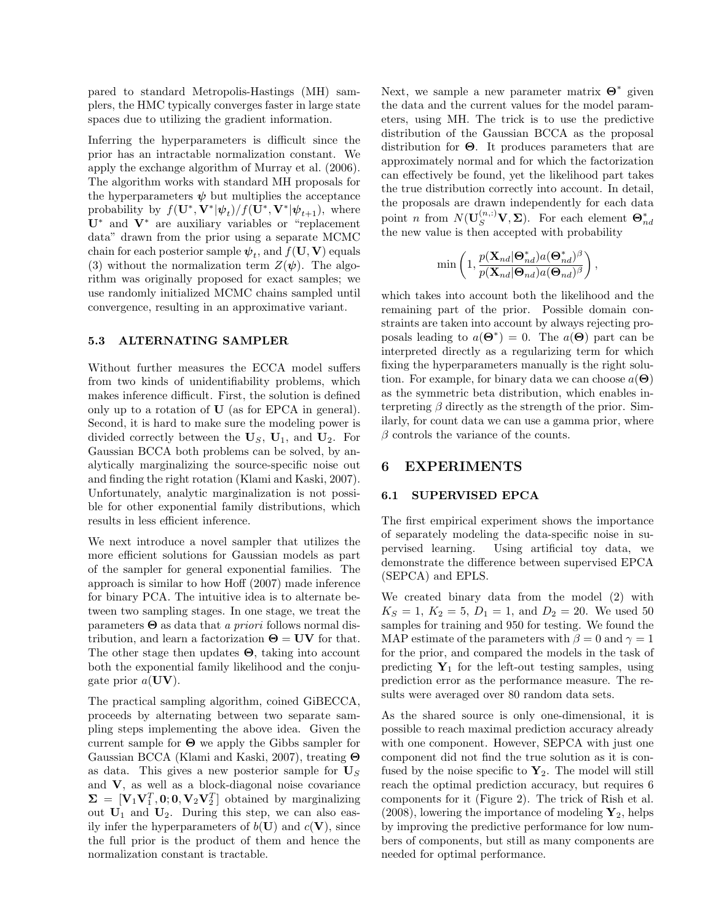pared to standard Metropolis-Hastings (MH) samplers, the HMC typically converges faster in large state spaces due to utilizing the gradient information.

Inferring the hyperparameters is difficult since the prior has an intractable normalization constant. We apply the exchange algorithm of Murray et al. (2006). The algorithm works with standard MH proposals for the hyperparameters $\boldsymbol{\psi}$ but multiplies the acceptance probability by $f(\mathbf{U}^*, \mathbf{V}^*|\boldsymbol{\psi}_t)/f(\mathbf{U}^*, \mathbf{V}^*|\boldsymbol{\psi}_{t+1})$, where $\mathbf{U}^*$ and $\mathbf{V}^*$ are auxiliary variables or "replacement data" drawn from the prior using a separate MCMC chain for each posterior sample $\boldsymbol{\psi}_t$, and $f(\mathbf{U}, \mathbf{V})$ equals (3) without the normalization term $Z(\boldsymbol{\psi})$. The algorithm was originally proposed for exact samples; we use randomly initialized MCMC chains sampled until convergence, resulting in an approximative variant.

### 5.3 ALTERNATING SAMPLER

Without further measures the ECCA model suffers from two kinds of unidentifiability problems, which makes inference difficult. First, the solution is defined only up to a rotation of $\mathbf{U}$ (as for EPCA in general). Second, it is hard to make sure the modeling power is divided correctly between the $\mathbf{U}_S$, $\mathbf{U}_1$, and $\mathbf{U}_2$. For Gaussian BCCA both problems can be solved, by analytically marginalizing the source-specific noise out and finding the right rotation (Klami and Kaski, 2007). Unfortunately, analytic marginalization is not possible for other exponential family distributions, which results in less efficient inference.

We next introduce a novel sampler that utilizes the more efficient solutions for Gaussian models as part of the sampler for general exponential families. The approach is similar to how Hoff (2007) made inference for binary PCA. The intuitive idea is to alternate between two sampling stages. In one stage, we treat the parameters $\boldsymbol{\Theta}$ as data that *a priori* follows normal distribution, and learn a factorization $\boldsymbol{\Theta} = \mathbf{UV}$ for that. The other stage then updates $\boldsymbol{\Theta}$, taking into account both the exponential family likelihood and the conjugate prior $a(\mathbf{UV})$.

The practical sampling algorithm, coined GiBECCA, proceeds by alternating between two separate sampling steps implementing the above idea. Given the current sample for $\boldsymbol{\Theta}$ we apply the Gibbs sampler for Gaussian BCCA (Klami and Kaski, 2007), treating $\boldsymbol{\Theta}$ as data. This gives a new posterior sample for $\mathbf{U}_S$ and $\mathbf{V}$, as well as a block-diagonal noise covariance $\boldsymbol{\Sigma} = [\mathbf{V}_1\mathbf{V}_1^T, \mathbf{0}; \mathbf{0}, \mathbf{V}_2\mathbf{V}_2^T]$ obtained by marginalizing out $\mathbf{U}_1$ and $\mathbf{U}_2$. During this step, we can also easily infer the hyperparameters of $b(\mathbf{U})$ and $c(\mathbf{V})$, since the full prior is the product of them and hence the normalization constant is tractable.

Next, we sample a new parameter matrix $\boldsymbol{\Theta}^*$ given the data and the current values for the model parameters, using MH. The trick is to use the predictive distribution of the Gaussian BCCA as the proposal distribution for $\boldsymbol{\Theta}$. It produces parameters that are approximately normal and for which the factorization can effectively be found, yet the likelihood part takes the true distribution correctly into account. In detail, the proposals are drawn independently for each data point $n$ from $N(\mathbf{U}_S^{(n,:)}\mathbf{V}, \boldsymbol{\Sigma})$. For each element $\boldsymbol{\Theta}^*_{nd}$ the new value is then accepted with probability

$$\min\left(1, \frac{p(\mathbf{X}_{nd}|\boldsymbol{\Theta}^*_{nd})a(\boldsymbol{\Theta}^*_{nd})^\beta}{p(\mathbf{X}_{nd}|\boldsymbol{\Theta}_{nd})a(\boldsymbol{\Theta}_{nd})^\beta}\right),$$

which takes into account both the likelihood and the remaining part of the prior. Possible domain constraints are taken into account by always rejecting proposals leading to $a(\boldsymbol{\Theta}^*) = 0$. The $a(\boldsymbol{\Theta})$ part can be interpreted directly as a regularizing term for which fixing the hyperparameters manually is the right solution. For example, for binary data we can choose $a(\boldsymbol{\Theta})$ as the symmetric beta distribution, which enables interpreting $\beta$ directly as the strength of the prior. Similarly, for count data we can use a gamma prior, where $\beta$ controls the variance of the counts.

## 6 EXPERIMENTS

### 6.1 SUPERVISED EPCA

The first empirical experiment shows the importance of separately modeling the data-specific noise in supervised learning. Using artificial toy data, we demonstrate the difference between supervised EPCA (SEPCA) and EPLS.

We created binary data from the model (2) with $K_S = 1$, $K_2 = 5$, $D_1 = 1$, and $D_2 = 20$. We used 50 samples for training and 950 for testing. We found the MAP estimate of the parameters with $\beta = 0$ and $\gamma = 1$ for the prior, and compared the models in the task of predicting $\mathbf{Y}_1$ for the left-out testing samples, using prediction error as the performance measure. The results were averaged over 80 random data sets.

As the shared source is only one-dimensional, it is possible to reach maximal prediction accuracy already with one component. However, SEPCA with just one component did not find the true solution as it is confused by the noise specific to $\mathbf{Y}_2$. The model will still reach the optimal prediction accuracy, but requires 6 components for it (Figure 2). The trick of Rish et al. (2008), lowering the importance of modeling $\mathbf{Y}_2$, helps by improving the predictive performance for low numbers of components, but still as many components are needed for optimal performance.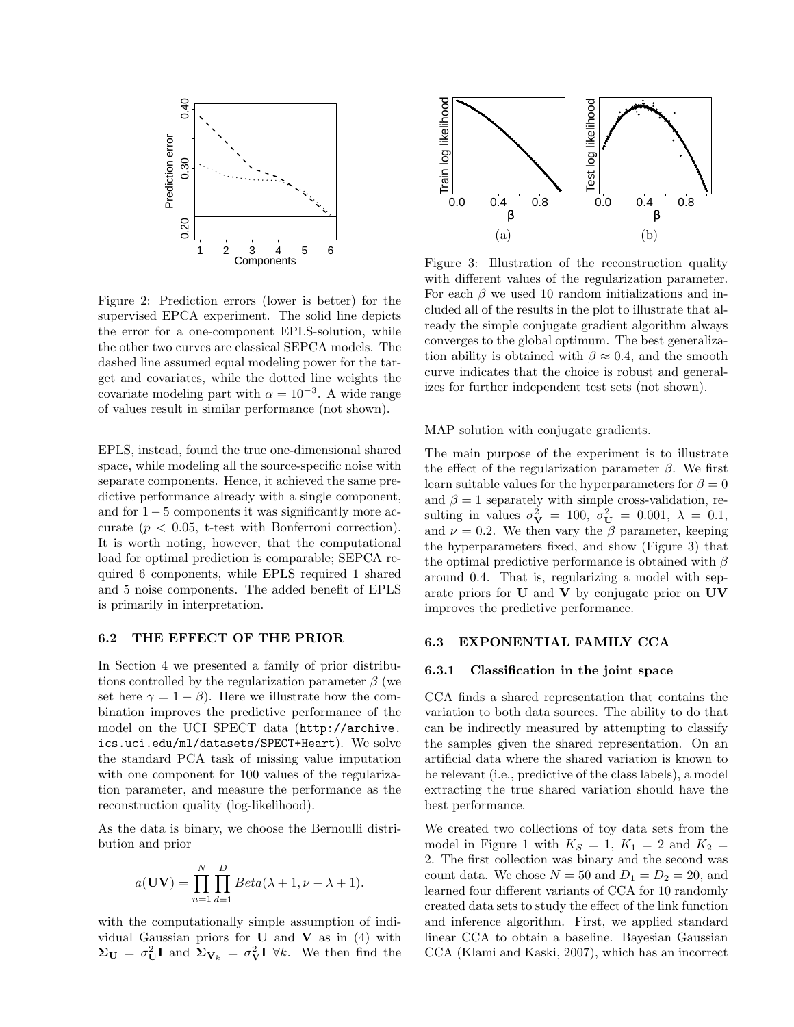Figure 2: Prediction errors (lower is better) for the supervised EPCA experiment. The solid line depicts the error for a one-component EPLS-solution, while the other two curves are classical SEPCA models. The dashed line assumed equal modeling power for the target and covariates, while the dotted line weights the covariate modeling part with $\alpha = 10^{-3}$. A wide range of values result in similar performance (not shown).

EPLS, instead, found the true one-dimensional shared space, while modeling all the source-specific noise with separate components. Hence, it achieved the same predictive performance already with a single component, and for $1-5$ components it was significantly more accurate ($p < 0.05$, t-test with Bonferroni correction). It is worth noting, however, that the computational load for optimal prediction is comparable; SEPCA required 6 components, while EPLS required 1 shared and 5 noise components. The added benefit of EPLS is primarily in interpretation.

### 6.2 THE EFFECT OF THE PRIOR

In Section 4 we presented a family of prior distributions controlled by the regularization parameter $\beta$ (we set here $\gamma = 1 - \beta$). Here we illustrate how the combination improves the predictive performance of the model on the UCI SPECT data (http://archive.ics.uci.edu/ml/datasets/SPECT+Heart). We solve the standard PCA task of missing value imputation with one component for 100 values of the regularization parameter, and measure the performance as the reconstruction quality (log-likelihood).

As the data is binary, we choose the Bernoulli distribution and prior

$$a(\mathbf{UV}) = \prod_{n=1}^{N} \prod_{d=1}^{D} Beta(\lambda + 1, \nu - \lambda + 1).$$

with the computationally simple assumption of individual Gaussian priors for $\mathbf{U}$ and $\mathbf{V}$ as in (4) with $\mathbf{\Sigma_U} = \sigma_{\mathbf{U}}^2 \mathbf{I}$ and $\mathbf{\Sigma_{V_k}} = \sigma_{\mathbf{V}}^2 \mathbf{I}$ $\forall k$. We then find the MAP solution with conjugate gradients.

Figure 3: Illustration of the reconstruction quality with different values of the regularization parameter. For each $\beta$ we used 10 random initializations and included all of the results in the plot to illustrate that already the simple conjugate gradient algorithm always converges to the global optimum. The best generalization ability is obtained with $\beta \approx 0.4$, and the smooth curve indicates that the choice is robust and generalizes for further independent test sets (not shown).

The main purpose of the experiment is to illustrate the effect of the regularization parameter $\beta$. We first learn suitable values for the hyperparameters for $\beta = 0$ and $\beta = 1$ separately with simple cross-validation, resulting in values $\sigma_{\mathbf{V}}^2 = 100$, $\sigma_{\mathbf{U}}^2 = 0.001$, $\lambda = 0.1$, and $\nu = 0.2$. We then vary the $\beta$ parameter, keeping the hyperparameters fixed, and show (Figure 3) that the optimal predictive performance is obtained with $\beta$ around 0.4. That is, regularizing a model with separate priors for $\mathbf{U}$ and $\mathbf{V}$ by conjugate prior on $\mathbf{UV}$ improves the predictive performance.

### 6.3 EXPONENTIAL FAMILY CCA

#### 6.3.1 Classification in the joint space

CCA finds a shared representation that contains the variation to both data sources. The ability to do that can be indirectly measured by attempting to classify the samples given the shared representation. On an artificial data where the shared variation is known to be relevant (i.e., predictive of the class labels), a model extracting the true shared variation should have the best performance.

We created two collections of toy data sets from the model in Figure 1 with $K_S = 1$, $K_1 = 2$ and $K_2 = 2$. The first collection was binary and the second was count data. We chose $N = 50$ and $D_1 = D_2 = 20$, and learned four different variants of CCA for 10 randomly created data sets to study the effect of the link function and inference algorithm. First, we applied standard linear CCA to obtain a baseline. Bayesian Gaussian CCA (Klami and Kaski, 2007), which has an incorrect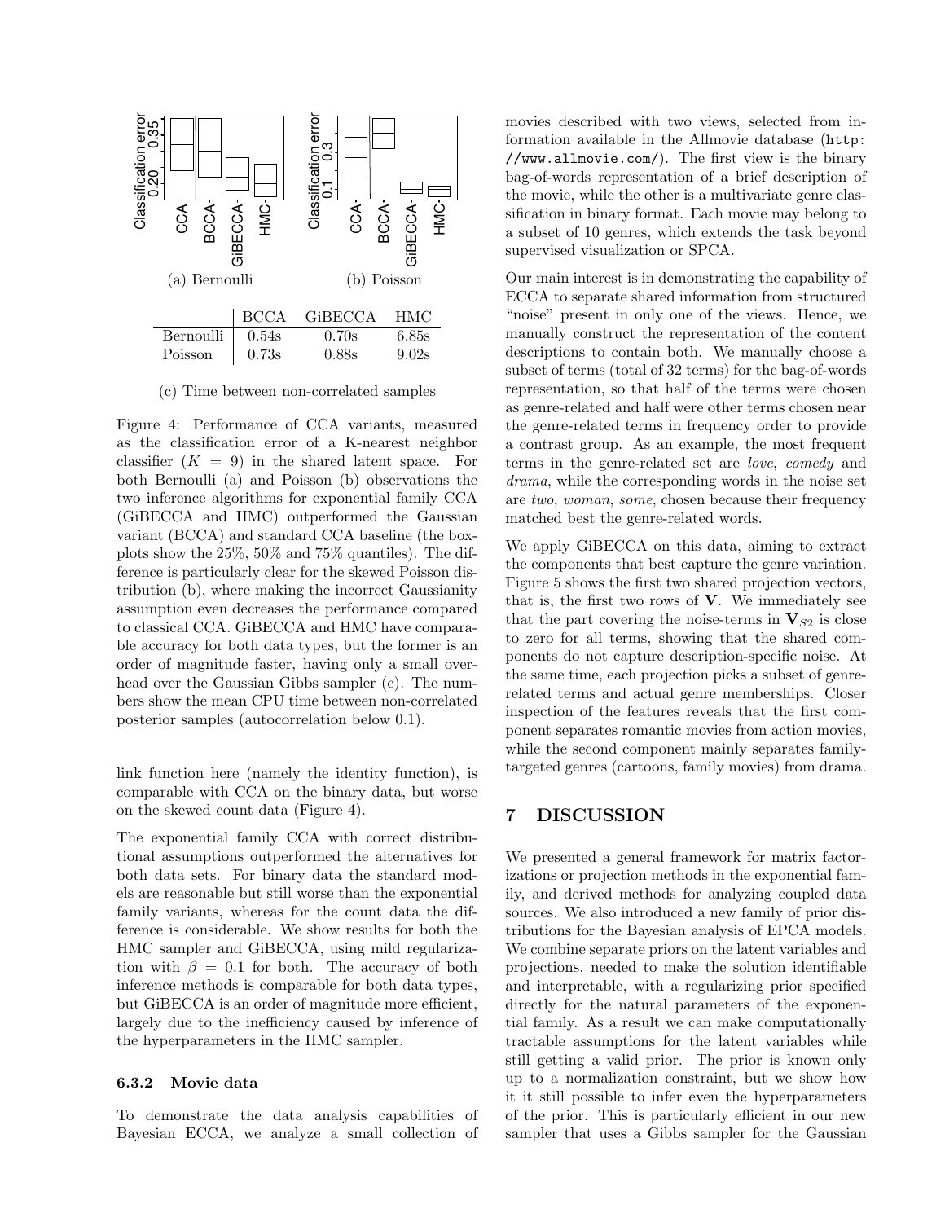(a) Bernoulli

(b) Poisson

| | BCCA | GiBECCA | HMC |
|---|---|---|---|
| Bernoulli | 0.54s | 0.70s | 6.85s |
| Poisson | 0.73s | 0.88s | 9.02s |

(c) Time between non-correlated samples

Figure 4: Performance of CCA variants, measured as the classification error of a K-nearest neighbor classifier ($K = 9$) in the shared latent space. For both Bernoulli (a) and Poisson (b) observations the two inference algorithms for exponential family CCA (GiBECCA and HMC) outperformed the Gaussian variant (BCCA) and standard CCA baseline (the boxplots show the 25%, 50% and 75% quantiles). The difference is particularly clear for the skewed Poisson distribution (b), where making the incorrect Gaussianity assumption even decreases the performance compared to classical CCA. GiBECCA and HMC have comparable accuracy for both data types, but the former is an order of magnitude faster, having only a small overhead over the Gaussian Gibbs sampler (c). The numbers show the mean CPU time between non-correlated posterior samples (autocorrelation below 0.1).

link function here (namely the identity function), is comparable with CCA on the binary data, but worse on the skewed count data (Figure 4).

The exponential family CCA with correct distributional assumptions outperformed the alternatives for both data sets. For binary data the standard models are reasonable but still worse than the exponential family variants, whereas for the count data the difference is considerable. We show results for both the HMC sampler and GiBECCA, using mild regularization with $\beta = 0.1$ for both. The accuracy of both inference methods is comparable for both data types, but GiBECCA is an order of magnitude more efficient, largely due to the inefficiency caused by inference of the hyperparameters in the HMC sampler.

### 6.3.2 Movie data

To demonstrate the data analysis capabilities of Bayesian ECCA, we analyze a small collection of movies described with two views, selected from information available in the Allmovie database (http://www.allmovie.com/). The first view is the binary bag-of-words representation of a brief description of the movie, while the other is a multivariate genre classification in binary format. Each movie may belong to a subset of 10 genres, which extends the task beyond supervised visualization or SPCA.

Our main interest is in demonstrating the capability of ECCA to separate shared information from structured "noise" present in only one of the views. Hence, we manually construct the representation of the content descriptions to contain both. We manually choose a subset of terms (total of 32 terms) for the bag-of-words representation, so that half of the terms were chosen as genre-related and half were other terms chosen near the genre-related terms in frequency order to provide a contrast group. As an example, the most frequent terms in the genre-related set are *love*, *comedy* and *drama*, while the corresponding words in the noise set are *two*, *woman*, *some*, chosen because their frequency matched best the genre-related words.

We apply GiBECCA on this data, aiming to extract the components that best capture the genre variation. Figure 5 shows the first two shared projection vectors, that is, the first two rows of $\mathbf{V}$. We immediately see that the part covering the noise-terms in $\mathbf{V}_{S2}$ is close to zero for all terms, showing that the shared components do not capture description-specific noise. At the same time, each projection picks a subset of genre-related terms and actual genre memberships. Closer inspection of the features reveals that the first component separates romantic movies from action movies, while the second component mainly separates family-targeted genres (cartoons, family movies) from drama.

## 7 DISCUSSION

We presented a general framework for matrix factorizations or projection methods in the exponential family, and derived methods for analyzing coupled data sources. We also introduced a new family of prior distributions for the Bayesian analysis of EPCA models. We combine separate priors on the latent variables and projections, needed to make the solution identifiable and interpretable, with a regularizing prior specified directly for the natural parameters of the exponential family. As a result we can make computationally tractable assumptions for the latent variables while still getting a valid prior. The prior is known only up to a normalization constraint, but we show how it still possible to infer even the hyperparameters of the prior. This is particularly efficient in our new sampler that uses a Gibbs sampler for the Gaussian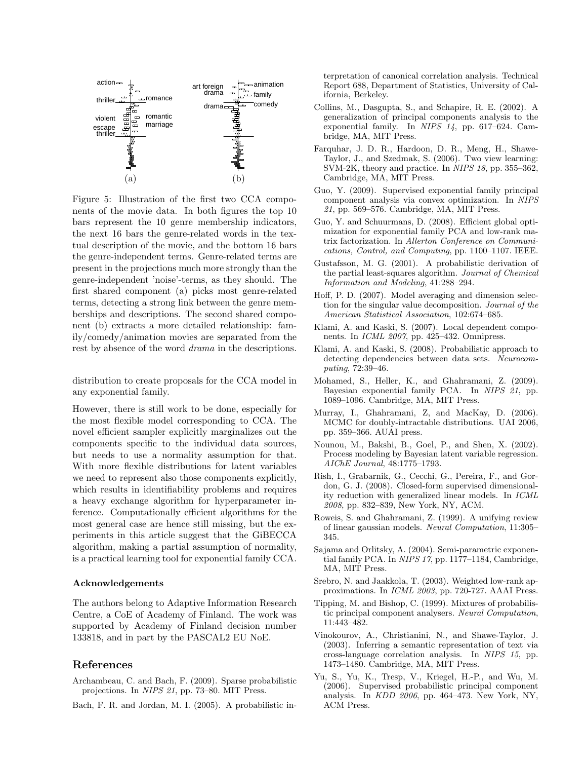action
thriller
romance
violent
romantic
marriage
escape
thriller
(a)

art foreign
drama
animation
family
drama
comedy
(b)

Figure 5: Illustration of the first two CCA components of the movie data. In both figures the top 10 bars represent the 10 genre membership indicators, the next 16 bars the genre-related words in the textual description of the movie, and the bottom 16 bars the genre-independent terms. Genre-related terms are present in the projections much more strongly than the genre-independent 'noise'-terms, as they should. The first shared component (a) picks most genre-related terms, detecting a strong link between the genre memberships and descriptions. The second shared component (b) extracts a more detailed relationship: family/comedy/animation movies are separated from the rest by absence of the word *drama* in the descriptions.

distribution to create proposals for the CCA model in any exponential family.

However, there is still work to be done, especially for the most flexible model corresponding to CCA. The novel efficient sampler explicitly marginalizes out the components specific to the individual data sources, but needs to use a normality assumption for that. With more flexible distributions for latent variables we need to represent also those components explicitly, which results in identifiability problems and requires a heavy exchange algorithm for hyperparameter inference. Computationally efficient algorithms for the most general case are hence still missing, but the experiments in this article suggest that the GiBECCA algorithm, making a partial assumption of normality, is a practical learning tool for exponential family CCA.

### Acknowledgements

The authors belong to Adaptive Information Research Centre, a CoE of Academy of Finland. The work was supported by Academy of Finland decision number 133818, and in part by the PASCAL2 EU NoE.

## References

Archambeau, C. and Bach, F. (2009). Sparse probabilistic projections. In *NIPS 21*, pp. 73–80. MIT Press.

Bach, F. R. and Jordan, M. I. (2005). A probabilistic interpretation of canonical correlation analysis. Technical Report 688, Department of Statistics, University of California, Berkeley.

Collins, M., Dasgupta, S., and Schapire, R. E. (2002). A generalization of principal components analysis to the exponential family. In *NIPS 14*, pp. 617–624. Cambridge, MA, MIT Press.

Farquhar, J. D. R., Hardoon, D. R., Meng, H., Shawe-Taylor, J., and Szedmak, S. (2006). Two view learning: SVM-2K, theory and practice. In *NIPS 18*, pp. 355–362, Cambridge, MA, MIT Press.

Guo, Y. (2009). Supervised exponential family principal component analysis via convex optimization. In *NIPS 21*, pp. 569–576. Cambridge, MA, MIT Press.

Guo, Y. and Schuurmans, D. (2008). Efficient global optimization for exponential family PCA and low-rank matrix factorization. In *Allerton Conference on Communications, Control, and Computing*, pp. 1100–1107. IEEE.

Gustafsson, M. G. (2001). A probabilistic derivation of the partial least-squares algorithm. *Journal of Chemical Information and Modeling*, 41:288–294.

Hoff, P. D. (2007). Model averaging and dimension selection for the singular value decomposition. *Journal of the American Statistical Association*, 102:674–685.

Klami, A. and Kaski, S. (2007). Local dependent components. In *ICML 2007*, pp. 425–432. Omnipress.

Klami, A. and Kaski, S. (2008). Probabilistic approach to detecting dependencies between data sets. *Neurocomputing*, 72:39–46.

Mohamed, S., Heller, K., and Ghahramani, Z. (2009). Bayesian exponential family PCA. In *NIPS 21*, pp. 1089–1096. Cambridge, MA, MIT Press.

Murray, I., Ghahramani, Z, and MacKay, D. (2006). MCMC for doubly-intractable distributions. UAI 2006, pp. 359–366. AUAI press.

Nounou, M., Bakshi, B., Goel, P., and Shen, X. (2002). Process modeling by Bayesian latent variable regression. *AIChE Journal*, 48:1775–1793.

Rish, I., Grabarnik, G., Cecchi, G., Pereira, F., and Gordon, G. J. (2008). Closed-form supervised dimensionality reduction with generalized linear models. In *ICML 2008*, pp. 832–839, New York, NY, ACM.

Roweis, S. and Ghahramani, Z. (1999). A unifying review of linear gaussian models. *Neural Computation*, 11:305–345.

Sajama and Orlitsky, A. (2004). Semi-parametric exponential family PCA. In *NIPS 17*, pp. 1177–1184, Cambridge, MA, MIT Press.

Srebro, N. and Jaakkola, T. (2003). Weighted low-rank approximations. In *ICML 2003*, pp. 720-727. AAAI Press.

Tipping, M. and Bishop, C. (1999). Mixtures of probabilistic principal component analysers. *Neural Computation*, 11:443–482.

Vinokourov, A., Christianini, N., and Shawe-Taylor, J. (2003). Inferring a semantic representation of text via cross-language correlation analysis. In *NIPS 15*, pp. 1473–1480. Cambridge, MA, MIT Press.

Yu, S., Yu, K., Tresp, V., Kriegel, H.-P., and Wu, M. (2006). Supervised probabilistic principal component analysis. In *KDD 2006*, pp. 464–473. New York, NY, ACM Press.